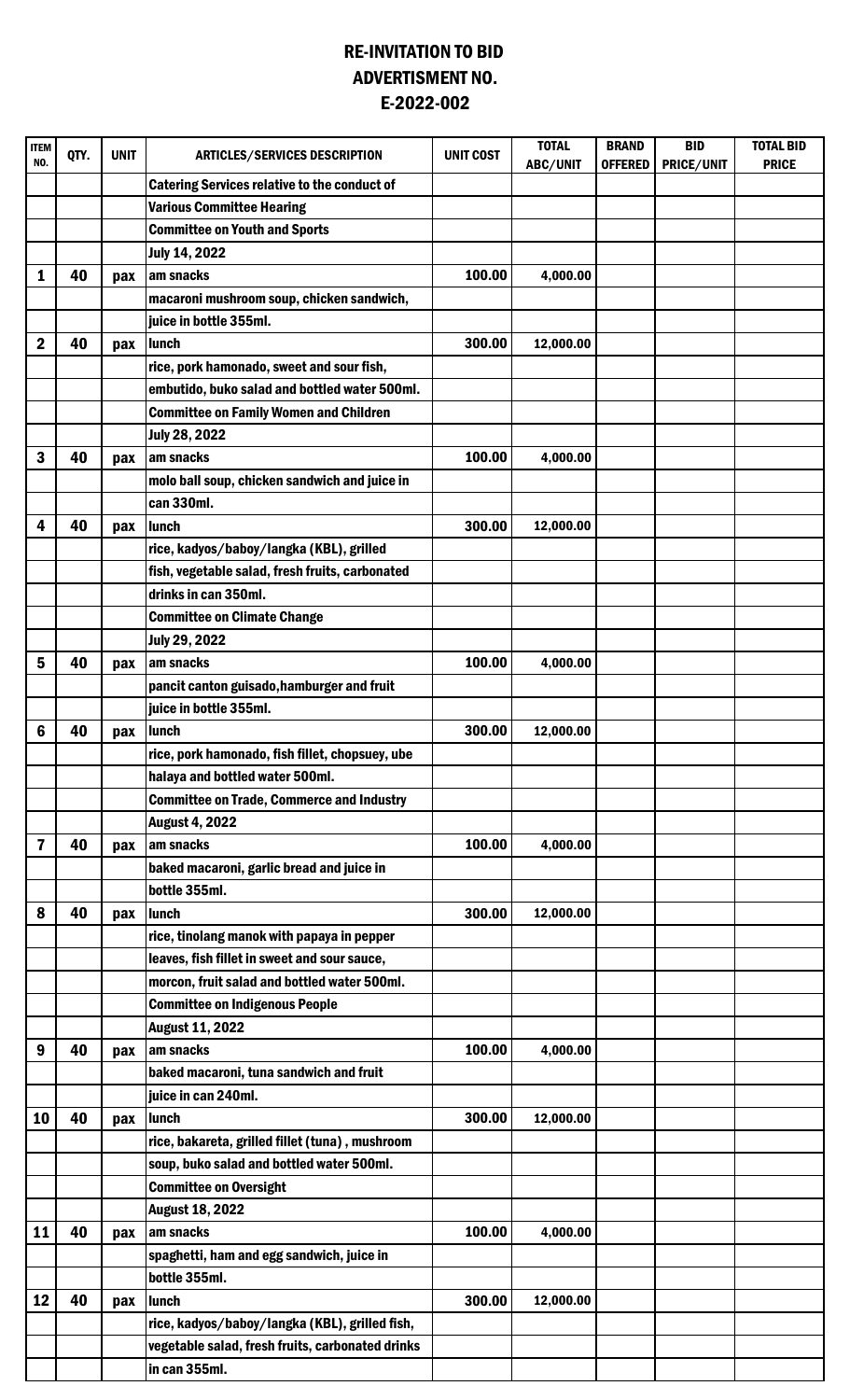# RE-INVITATION TO BID
## ADVERTISMENT NO.
## E-2022-002

| ITEM NO. | QTY. | UNIT | ARTICLES/SERVICES DESCRIPTION | UNIT COST | TOTAL ABC/UNIT | BRAND OFFERED | BID PRICE/UNIT | TOTAL BID PRICE |
|---|---|---|---|---|---|---|---|---|
| | | | Catering Services relative to the conduct of | | | | | |
| | | | Various Committee Hearing | | | | | |
| | | | Committee on Youth and Sports | | | | | |
| | | | July 14, 2022 | | | | | |
| 1 | 40 | pax | am snacks | 100.00 | 4,000.00 | | | |
| | | | macaroni mushroom soup, chicken sandwich, | | | | | |
| | | | juice in bottle 355ml. | | | | | |
| 2 | 40 | pax | lunch | 300.00 | 12,000.00 | | | |
| | | | rice, pork hamonado, sweet and sour fish, | | | | | |
| | | | embutido, buko salad and bottled water 500ml. | | | | | |
| | | | Committee on Family Women and Children | | | | | |
| | | | July 28, 2022 | | | | | |
| 3 | 40 | pax | am snacks | 100.00 | 4,000.00 | | | |
| | | | molo ball soup, chicken sandwich and juice in | | | | | |
| | | | can 330ml. | | | | | |
| 4 | 40 | pax | lunch | 300.00 | 12,000.00 | | | |
| | | | rice, kadyos/baboy/langka (KBL), grilled | | | | | |
| | | | fish, vegetable salad, fresh fruits, carbonated | | | | | |
| | | | drinks in can 350ml. | | | | | |
| | | | Committee on Climate Change | | | | | |
| | | | July 29, 2022 | | | | | |
| 5 | 40 | pax | am snacks | 100.00 | 4,000.00 | | | |
| | | | pancit canton guisado,hamburger and fruit | | | | | |
| | | | juice in bottle 355ml. | | | | | |
| 6 | 40 | pax | lunch | 300.00 | 12,000.00 | | | |
| | | | rice, pork hamonado, fish fillet, chopsuey, ube | | | | | |
| | | | halaya and bottled water 500ml. | | | | | |
| | | | Committee on Trade, Commerce and Industry | | | | | |
| | | | August 4, 2022 | | | | | |
| 7 | 40 | pax | am snacks | 100.00 | 4,000.00 | | | |
| | | | baked macaroni, garlic bread and juice in | | | | | |
| | | | bottle 355ml. | | | | | |
| 8 | 40 | pax | lunch | 300.00 | 12,000.00 | | | |
| | | | rice, tinolang manok with papaya in pepper | | | | | |
| | | | leaves, fish fillet in sweet and sour sauce, | | | | | |
| | | | morcon, fruit salad and bottled water 500ml. | | | | | |
| | | | Committee on Indigenous People | | | | | |
| | | | August 11, 2022 | | | | | |
| 9 | 40 | pax | am snacks | 100.00 | 4,000.00 | | | |
| | | | baked macaroni, tuna sandwich and fruit | | | | | |
| | | | juice in can 240ml. | | | | | |
| 10 | 40 | pax | lunch | 300.00 | 12,000.00 | | | |
| | | | rice, bakareta, grilled fillet (tuna) , mushroom | | | | | |
| | | | soup, buko salad and bottled water 500ml. | | | | | |
| | | | Committee on Oversight | | | | | |
| | | | August 18, 2022 | | | | | |
| 11 | 40 | pax | am snacks | 100.00 | 4,000.00 | | | |
| | | | spaghetti, ham and egg sandwich, juice in | | | | | |
| | | | bottle 355ml. | | | | | |
| 12 | 40 | pax | lunch | 300.00 | 12,000.00 | | | |
| | | | rice, kadyos/baboy/langka (KBL), grilled fish, | | | | | |
| | | | vegetable salad, fresh fruits, carbonated drinks | | | | | |
| | | | in can 355ml. | | | | | |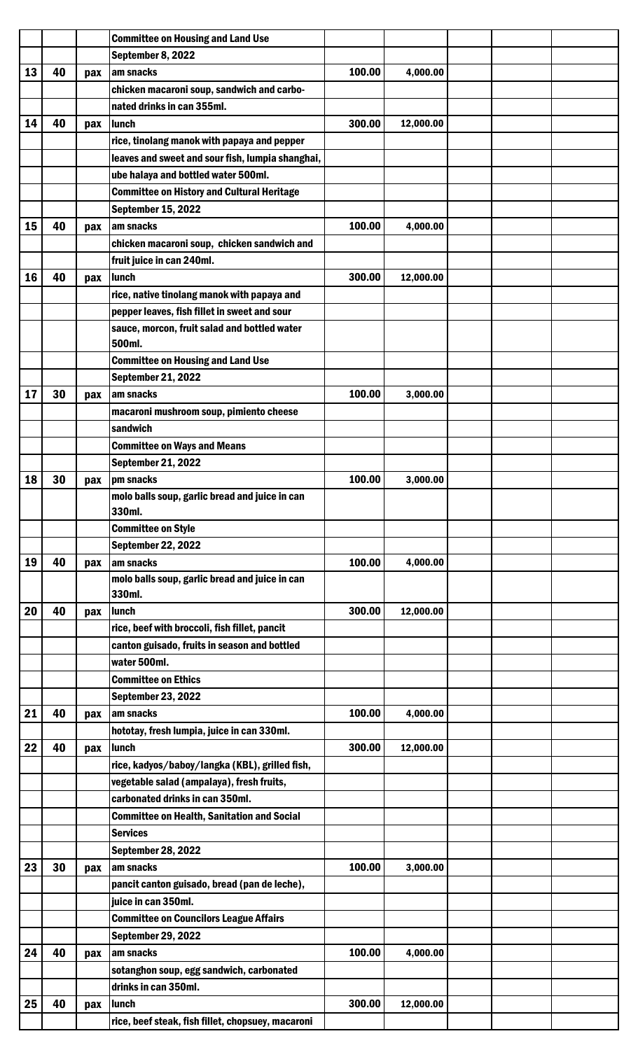| | | | | | | | |
|---|---|---|---|---|---|---|---|
| | | | **Committee on Housing and Land Use** | | | | |
| | | | **September 8, 2022** | | | | |
| **13** | **40** | **pax** | **am snacks** | **100.00** | **4,000.00** | | |
| | | | **chicken macaroni soup, sandwich and carbo-** | | | | |
| | | | **nated drinks in can 355ml.** | | | | |
| **14** | **40** | **pax** | **lunch** | **300.00** | **12,000.00** | | |
| | | | **rice, tinolang manok with papaya and pepper** | | | | |
| | | | **leaves and sweet and sour fish, lumpia shanghai,** | | | | |
| | | | **ube halaya and bottled water 500ml.** | | | | |
| | | | **Committee on History and Cultural Heritage** | | | | |
| | | | **September 15, 2022** | | | | |
| **15** | **40** | **pax** | **am snacks** | **100.00** | **4,000.00** | | |
| | | | **chicken macaroni soup, chicken sandwich and** | | | | |
| | | | **fruit juice in can 240ml.** | | | | |
| **16** | **40** | **pax** | **lunch** | **300.00** | **12,000.00** | | |
| | | | **rice, native tinolang manok with papaya and** | | | | |
| | | | **pepper leaves, fish fillet in sweet and sour** | | | | |
| | | | **sauce, morcon, fruit salad and bottled water 500ml.** | | | | |
| | | | **Committee on Housing and Land Use** | | | | |
| | | | **September 21, 2022** | | | | |
| **17** | **30** | **pax** | **am snacks** | **100.00** | **3,000.00** | | |
| | | | **macaroni mushroom soup, pimiento cheese** | | | | |
| | | | **sandwich** | | | | |
| | | | **Committee on Ways and Means** | | | | |
| | | | **September 21, 2022** | | | | |
| **18** | **30** | **pax** | **pm snacks** | **100.00** | **3,000.00** | | |
| | | | **molo balls soup, garlic bread and juice in can 330ml.** | | | | |
| | | | **Committee on Style** | | | | |
| | | | **September 22, 2022** | | | | |
| **19** | **40** | **pax** | **am snacks** | **100.00** | **4,000.00** | | |
| | | | **molo balls soup, garlic bread and juice in can 330ml.** | | | | |
| **20** | **40** | **pax** | **lunch** | **300.00** | **12,000.00** | | |
| | | | **rice, beef with broccoli, fish fillet, pancit** | | | | |
| | | | **canton guisado, fruits in season and bottled** | | | | |
| | | | **water 500ml.** | | | | |
| | | | **Committee on Ethics** | | | | |
| | | | **September 23, 2022** | | | | |
| **21** | **40** | **pax** | **am snacks** | **100.00** | **4,000.00** | | |
| | | | **hototay, fresh lumpia, juice in can 330ml.** | | | | |
| **22** | **40** | **pax** | **lunch** | **300.00** | **12,000.00** | | |
| | | | **rice, kadyos/baboy/langka (KBL), grilled fish,** | | | | |
| | | | **vegetable salad (ampalaya), fresh fruits,** | | | | |
| | | | **carbonated drinks in can 350ml.** | | | | |
| | | | **Committee on Health, Sanitation and Social** | | | | |
| | | | **Services** | | | | |
| | | | **September 28, 2022** | | | | |
| **23** | **30** | **pax** | **am snacks** | **100.00** | **3,000.00** | | |
| | | | **pancit canton guisado, bread (pan de leche),** | | | | |
| | | | **juice in can 350ml.** | | | | |
| | | | **Committee on Councilors League Affairs** | | | | |
| | | | **September 29, 2022** | | | | |
| **24** | **40** | **pax** | **am snacks** | **100.00** | **4,000.00** | | |
| | | | **sotanghon soup, egg sandwich, carbonated** | | | | |
| | | | **drinks in can 350ml.** | | | | |
| **25** | **40** | **pax** | **lunch** | **300.00** | **12,000.00** | | |
| | | | **rice, beef steak, fish fillet, chopsuey, macaroni** | | | | |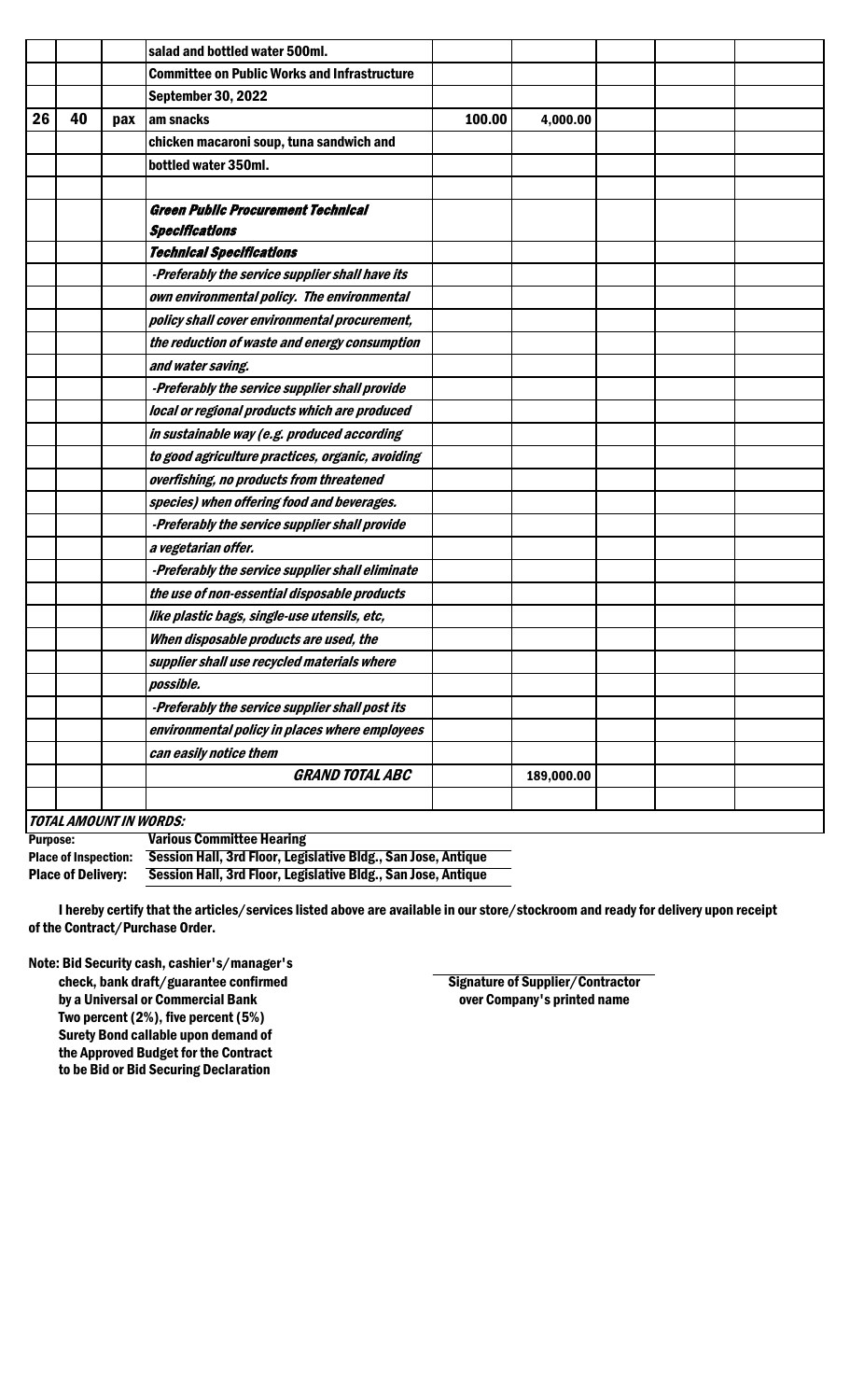| | | | | | | | | |
|---|---|---|---|---|---|---|---|---|
| | | | salad and bottled water 500ml. | | | | | |
| | | | **Committee on Public Works and Infrastructure** | | | | | |
| | | | **September 30, 2022** | | | | | |
| **26** | **40** | **pax** | **am snacks** | **100.00** | **4,000.00** | | | |
| | | | **chicken macaroni soup, tuna sandwich and** | | | | | |
| | | | **bottled water 350ml.** | | | | | |
| | | | | | | | | |
| | | | ***Green Public Procurement Technical Specifications*** | | | | | |
| | | | ***Technical Specifications*** | | | | | |
| | | | *-Preferably the service supplier shall have its* | | | | | |
| | | | *own environmental policy. The environmental* | | | | | |
| | | | *policy shall cover environmental procurement,* | | | | | |
| | | | *the reduction of waste and energy consumption* | | | | | |
| | | | *and water saving.* | | | | | |
| | | | *-Preferably the service supplier shall provide* | | | | | |
| | | | *local or regional products which are produced* | | | | | |
| | | | *in sustainable way (e.g. produced according* | | | | | |
| | | | *to good agriculture practices, organic, avoiding* | | | | | |
| | | | *overfishing, no products from threatened* | | | | | |
| | | | *species) when offering food and beverages.* | | | | | |
| | | | *-Preferably the service supplier shall provide* | | | | | |
| | | | *a vegetarian offer.* | | | | | |
| | | | *-Preferably the service supplier shall eliminate* | | | | | |
| | | | *the use of non-essential disposable products* | | | | | |
| | | | *like plastic bags, single-use utensils, etc,* | | | | | |
| | | | *When disposable products are used, the* | | | | | |
| | | | *supplier shall use recycled materials where* | | | | | |
| | | | *possible.* | | | | | |
| | | | *-Preferably the service supplier shall post its* | | | | | |
| | | | *environmental policy in places where employees* | | | | | |
| | | | *can easily notice them* | | | | | |
| | | | ***GRAND TOTAL ABC*** | | **189,000.00** | | | |
| | | | | | | | | |

***TOTAL AMOUNT IN WORDS:***

**Purpose:** **Various Committee Hearing**

**Place of Inspection:** **Session Hall, 3rd Floor, Legislative Bldg., San Jose, Antique**

**Place of Delivery:** **Session Hall, 3rd Floor, Legislative Bldg., San Jose, Antique**

**I hereby certify that the articles/services listed above are available in our store/stockroom and ready for delivery upon receipt of the Contract/Purchase Order.**

**Note: Bid Security cash, cashier's/manager's check, bank draft/guarantee confirmed by a Universal or Commercial Bank Two percent (2%), five percent (5%) Surety Bond callable upon demand of the Approved Budget for the Contract to be Bid or Bid Securing Declaration**

**Signature of Supplier/Contractor over Company's printed name**